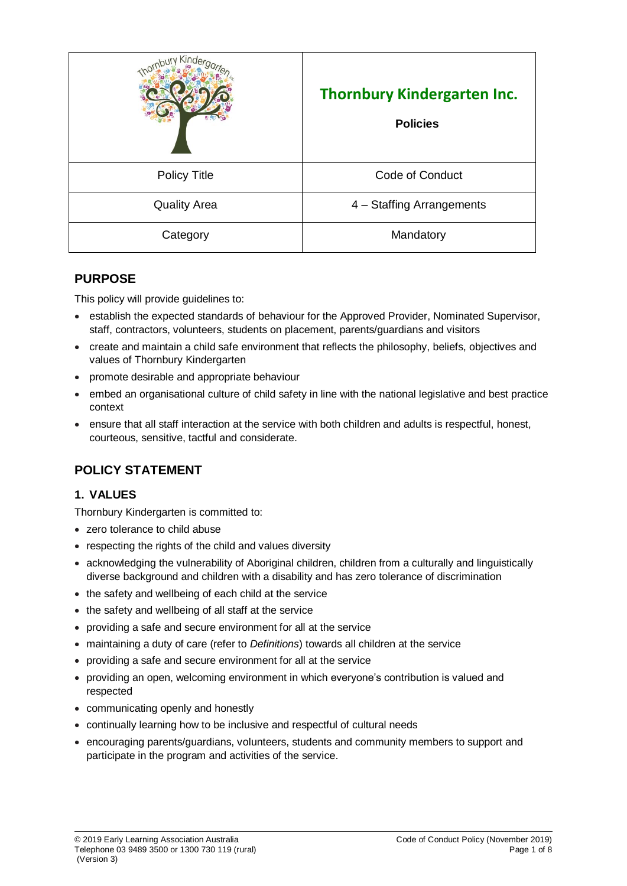| | |
|---|---|
| | **Thornbury Kindergarten Inc.**<br><br>**Policies** |
| Policy Title | Code of Conduct |
| Quality Area | 4 – Staffing Arrangements |
| Category | Mandatory |

## PURPOSE

This policy will provide guidelines to:

- establish the expected standards of behaviour for the Approved Provider, Nominated Supervisor, staff, contractors, volunteers, students on placement, parents/guardians and visitors
- create and maintain a child safe environment that reflects the philosophy, beliefs, objectives and values of Thornbury Kindergarten
- promote desirable and appropriate behaviour
- embed an organisational culture of child safety in line with the national legislative and best practice context
- ensure that all staff interaction at the service with both children and adults is respectful, honest, courteous, sensitive, tactful and considerate.

## POLICY STATEMENT

### 1. VALUES

Thornbury Kindergarten is committed to:

- zero tolerance to child abuse
- respecting the rights of the child and values diversity
- acknowledging the vulnerability of Aboriginal children, children from a culturally and linguistically diverse background and children with a disability and has zero tolerance of discrimination
- the safety and wellbeing of each child at the service
- the safety and wellbeing of all staff at the service
- providing a safe and secure environment for all at the service
- maintaining a duty of care (refer to *Definitions*) towards all children at the service
- providing a safe and secure environment for all at the service
- providing an open, welcoming environment in which everyone's contribution is valued and respected
- communicating openly and honestly
- continually learning how to be inclusive and respectful of cultural needs
- encouraging parents/guardians, volunteers, students and community members to support and participate in the program and activities of the service.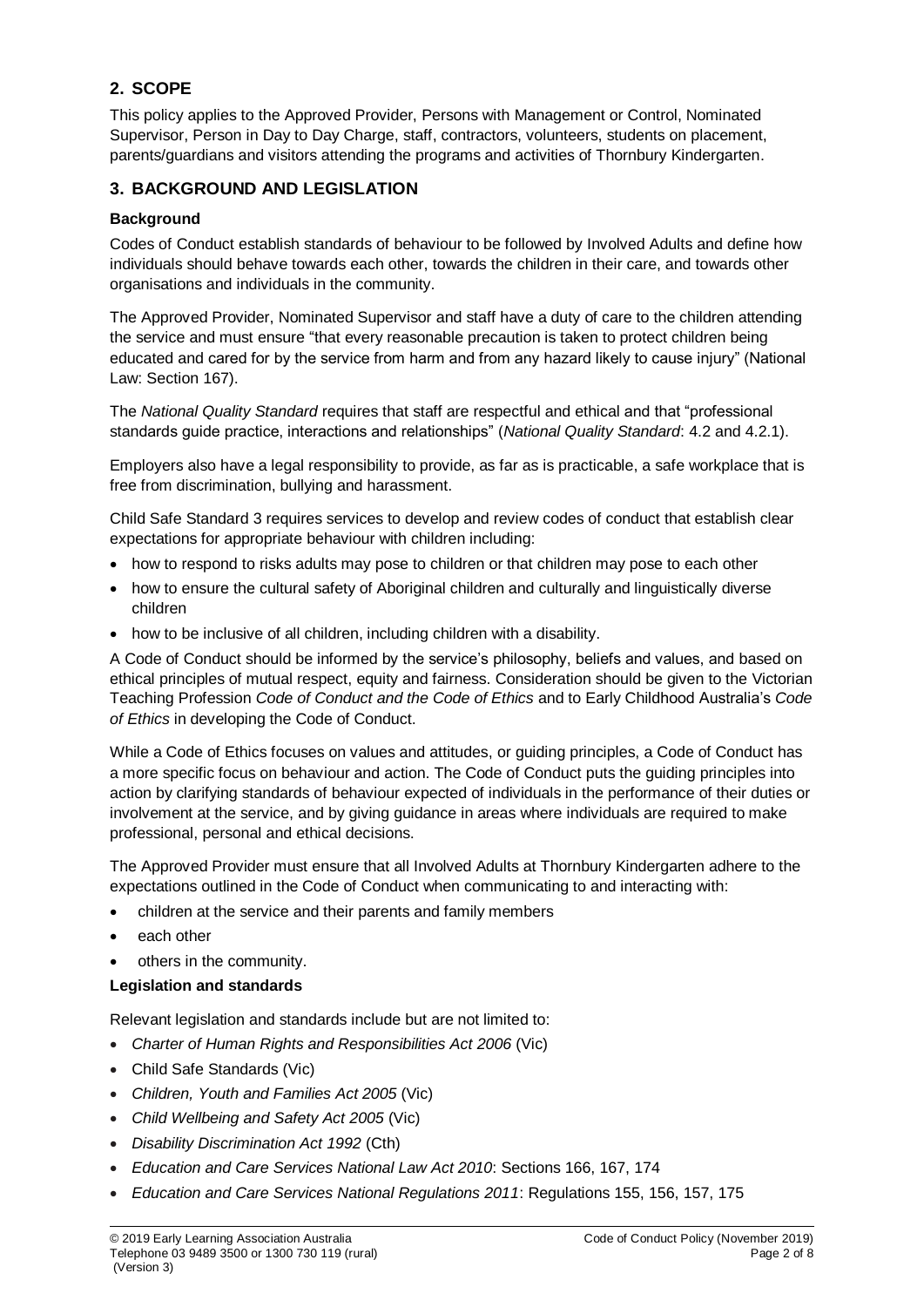## 2. SCOPE

This policy applies to the Approved Provider, Persons with Management or Control, Nominated Supervisor, Person in Day to Day Charge, staff, contractors, volunteers, students on placement, parents/guardians and visitors attending the programs and activities of Thornbury Kindergarten.

## 3. BACKGROUND AND LEGISLATION

### Background

Codes of Conduct establish standards of behaviour to be followed by Involved Adults and define how individuals should behave towards each other, towards the children in their care, and towards other organisations and individuals in the community.

The Approved Provider, Nominated Supervisor and staff have a duty of care to the children attending the service and must ensure "that every reasonable precaution is taken to protect children being educated and cared for by the service from harm and from any hazard likely to cause injury" (National Law: Section 167).

The *National Quality Standard* requires that staff are respectful and ethical and that "professional standards guide practice, interactions and relationships" (*National Quality Standard*: 4.2 and 4.2.1).

Employers also have a legal responsibility to provide, as far as is practicable, a safe workplace that is free from discrimination, bullying and harassment.

Child Safe Standard 3 requires services to develop and review codes of conduct that establish clear expectations for appropriate behaviour with children including:

- how to respond to risks adults may pose to children or that children may pose to each other
- how to ensure the cultural safety of Aboriginal children and culturally and linguistically diverse children
- how to be inclusive of all children, including children with a disability.

A Code of Conduct should be informed by the service's philosophy, beliefs and values, and based on ethical principles of mutual respect, equity and fairness. Consideration should be given to the Victorian Teaching Profession *Code of Conduct and the Code of Ethics* and to Early Childhood Australia's *Code of Ethics* in developing the Code of Conduct.

While a Code of Ethics focuses on values and attitudes, or guiding principles, a Code of Conduct has a more specific focus on behaviour and action. The Code of Conduct puts the guiding principles into action by clarifying standards of behaviour expected of individuals in the performance of their duties or involvement at the service, and by giving guidance in areas where individuals are required to make professional, personal and ethical decisions.

The Approved Provider must ensure that all Involved Adults at Thornbury Kindergarten adhere to the expectations outlined in the Code of Conduct when communicating to and interacting with:

- children at the service and their parents and family members
- each other
- others in the community.

### Legislation and standards

Relevant legislation and standards include but are not limited to:

- *Charter of Human Rights and Responsibilities Act 2006* (Vic)
- Child Safe Standards (Vic)
- *Children, Youth and Families Act 2005* (Vic)
- *Child Wellbeing and Safety Act 2005* (Vic)
- *Disability Discrimination Act 1992* (Cth)
- *Education and Care Services National Law Act 2010*: Sections 166, 167, 174
- *Education and Care Services National Regulations 2011*: Regulations 155, 156, 157, 175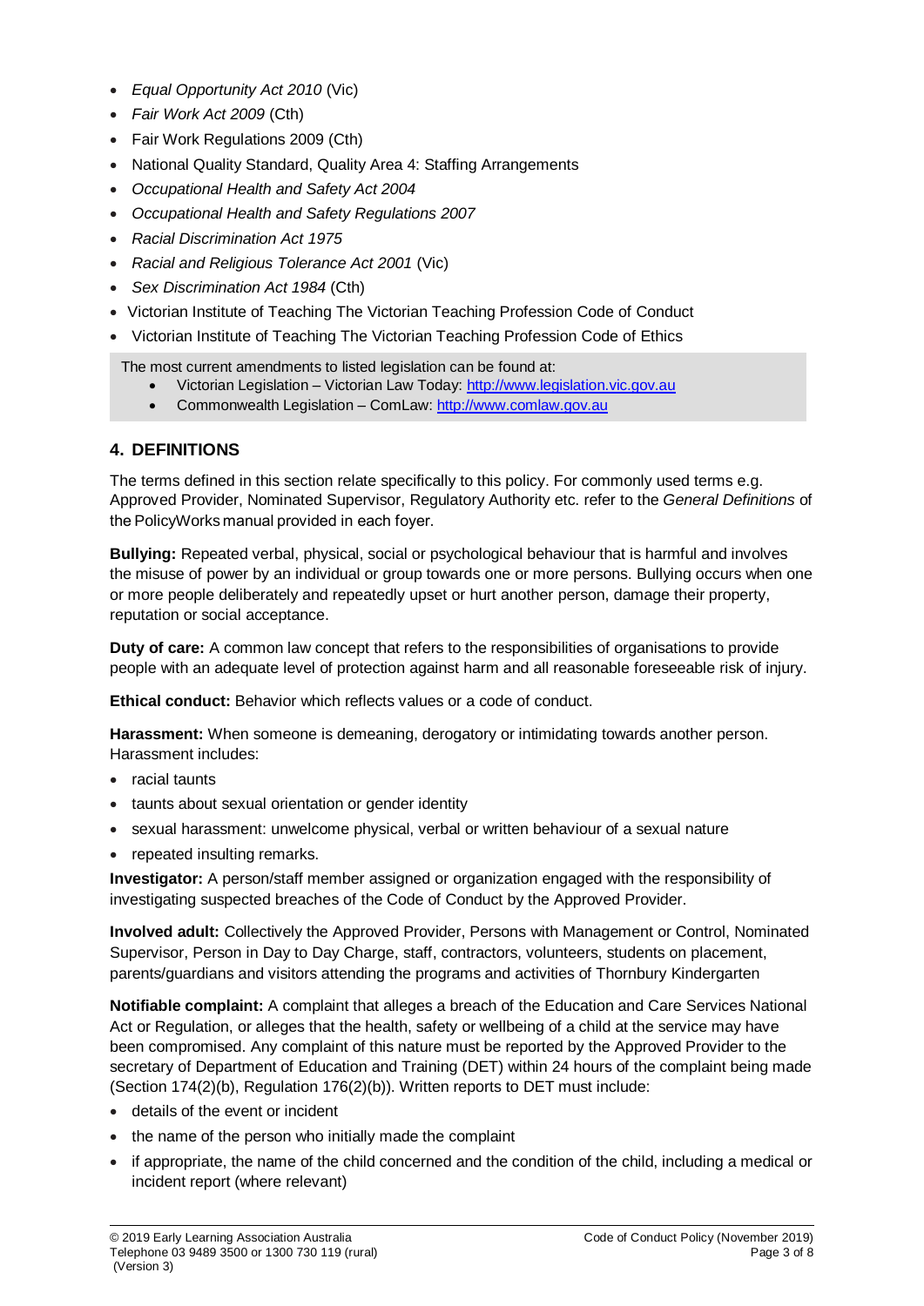- *Equal Opportunity Act 2010* (Vic)
- *Fair Work Act 2009* (Cth)
- Fair Work Regulations 2009 (Cth)
- National Quality Standard, Quality Area 4: Staffing Arrangements
- *Occupational Health and Safety Act 2004*
- *Occupational Health and Safety Regulations 2007*
- *Racial Discrimination Act 1975*
- *Racial and Religious Tolerance Act 2001* (Vic)
- *Sex Discrimination Act 1984* (Cth)
- Victorian Institute of Teaching The Victorian Teaching Profession Code of Conduct
- Victorian Institute of Teaching The Victorian Teaching Profession Code of Ethics

The most current amendments to listed legislation can be found at:

- Victorian Legislation – Victorian Law Today: http://www.legislation.vic.gov.au
- Commonwealth Legislation – ComLaw: http://www.comlaw.gov.au

## 4. DEFINITIONS

The terms defined in this section relate specifically to this policy. For commonly used terms e.g. Approved Provider, Nominated Supervisor, Regulatory Authority etc. refer to the *General Definitions* of the PolicyWorks manual provided in each foyer.

**Bullying:** Repeated verbal, physical, social or psychological behaviour that is harmful and involves the misuse of power by an individual or group towards one or more persons. Bullying occurs when one or more people deliberately and repeatedly upset or hurt another person, damage their property, reputation or social acceptance.

**Duty of care:** A common law concept that refers to the responsibilities of organisations to provide people with an adequate level of protection against harm and all reasonable foreseeable risk of injury.

**Ethical conduct:** Behavior which reflects values or a code of conduct.

**Harassment:** When someone is demeaning, derogatory or intimidating towards another person. Harassment includes:

- racial taunts
- taunts about sexual orientation or gender identity
- sexual harassment: unwelcome physical, verbal or written behaviour of a sexual nature
- repeated insulting remarks.

**Investigator:** A person/staff member assigned or organization engaged with the responsibility of investigating suspected breaches of the Code of Conduct by the Approved Provider.

**Involved adult:** Collectively the Approved Provider, Persons with Management or Control, Nominated Supervisor, Person in Day to Day Charge, staff, contractors, volunteers, students on placement, parents/guardians and visitors attending the programs and activities of Thornbury Kindergarten

**Notifiable complaint:** A complaint that alleges a breach of the Education and Care Services National Act or Regulation, or alleges that the health, safety or wellbeing of a child at the service may have been compromised. Any complaint of this nature must be reported by the Approved Provider to the secretary of Department of Education and Training (DET) within 24 hours of the complaint being made (Section 174(2)(b), Regulation 176(2)(b)). Written reports to DET must include:

- details of the event or incident
- the name of the person who initially made the complaint
- if appropriate, the name of the child concerned and the condition of the child, including a medical or incident report (where relevant)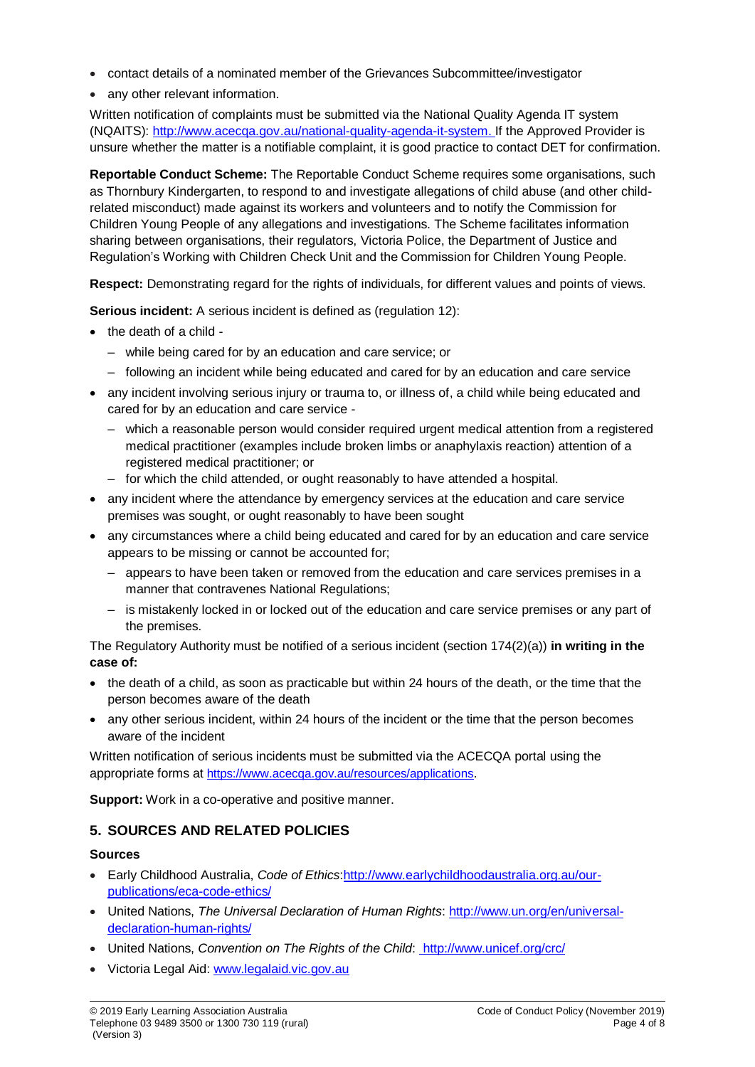- contact details of a nominated member of the Grievances Subcommittee/investigator
- any other relevant information.

Written notification of complaints must be submitted via the National Quality Agenda IT system (NQAITS): http://www.acecqa.gov.au/national-quality-agenda-it-system. If the Approved Provider is unsure whether the matter is a notifiable complaint, it is good practice to contact DET for confirmation.

**Reportable Conduct Scheme:** The Reportable Conduct Scheme requires some organisations, such as Thornbury Kindergarten, to respond to and investigate allegations of child abuse (and other child-related misconduct) made against its workers and volunteers and to notify the Commission for Children Young People of any allegations and investigations. The Scheme facilitates information sharing between organisations, their regulators, Victoria Police, the Department of Justice and Regulation's Working with Children Check Unit and the Commission for Children Young People.

**Respect:** Demonstrating regard for the rights of individuals, for different values and points of views.

**Serious incident:** A serious incident is defined as (regulation 12):

- the death of a child -
  - while being cared for by an education and care service; or
  - following an incident while being educated and cared for by an education and care service
- any incident involving serious injury or trauma to, or illness of, a child while being educated and cared for by an education and care service -
  - which a reasonable person would consider required urgent medical attention from a registered medical practitioner (examples include broken limbs or anaphylaxis reaction) attention of a registered medical practitioner; or
  - for which the child attended, or ought reasonably to have attended a hospital.
- any incident where the attendance by emergency services at the education and care service premises was sought, or ought reasonably to have been sought
- any circumstances where a child being educated and cared for by an education and care service appears to be missing or cannot be accounted for;
  - appears to have been taken or removed from the education and care services premises in a manner that contravenes National Regulations;
  - is mistakenly locked in or locked out of the education and care service premises or any part of the premises.

The Regulatory Authority must be notified of a serious incident (section 174(2)(a)) **in writing in the case of:**

- the death of a child, as soon as practicable but within 24 hours of the death, or the time that the person becomes aware of the death
- any other serious incident, within 24 hours of the incident or the time that the person becomes aware of the incident

Written notification of serious incidents must be submitted via the ACECQA portal using the appropriate forms at https://www.acecqa.gov.au/resources/applications.

**Support:** Work in a co-operative and positive manner.

## 5. SOURCES AND RELATED POLICIES

### Sources

- Early Childhood Australia, *Code of Ethics*:http://www.earlychildhoodaustralia.org.au/our-publications/eca-code-ethics/
- United Nations, *The Universal Declaration of Human Rights*: http://www.un.org/en/universal-declaration-human-rights/
- United Nations, *Convention on The Rights of the Child*: http://www.unicef.org/crc/
- Victoria Legal Aid: www.legalaid.vic.gov.au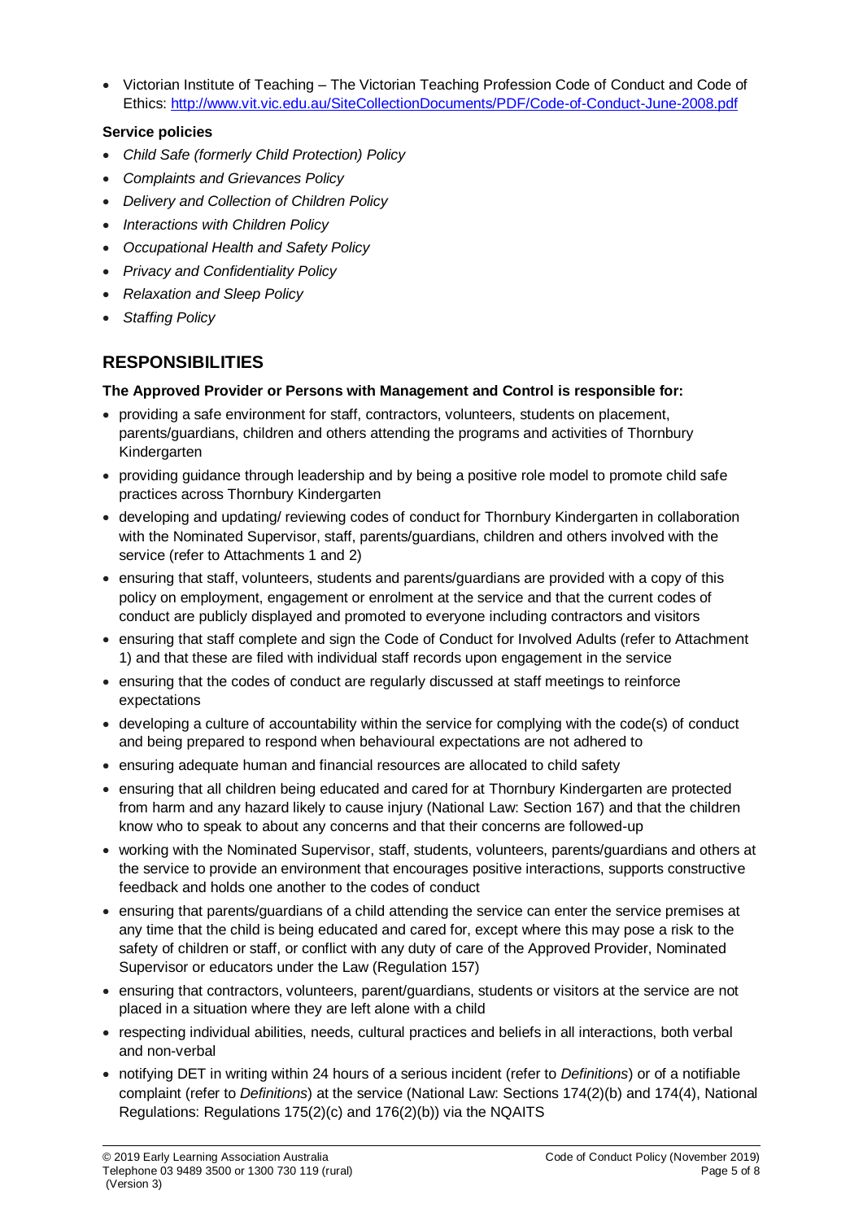- Victorian Institute of Teaching – The Victorian Teaching Profession Code of Conduct and Code of Ethics: http://www.vit.vic.edu.au/SiteCollectionDocuments/PDF/Code-of-Conduct-June-2008.pdf

**Service policies**

- *Child Safe (formerly Child Protection) Policy*
- *Complaints and Grievances Policy*
- *Delivery and Collection of Children Policy*
- *Interactions with Children Policy*
- *Occupational Health and Safety Policy*
- *Privacy and Confidentiality Policy*
- *Relaxation and Sleep Policy*
- *Staffing Policy*

## RESPONSIBILITIES

**The Approved Provider or Persons with Management and Control is responsible for:**

- providing a safe environment for staff, contractors, volunteers, students on placement, parents/guardians, children and others attending the programs and activities of Thornbury Kindergarten
- providing guidance through leadership and by being a positive role model to promote child safe practices across Thornbury Kindergarten
- developing and updating/ reviewing codes of conduct for Thornbury Kindergarten in collaboration with the Nominated Supervisor, staff, parents/guardians, children and others involved with the service (refer to Attachments 1 and 2)
- ensuring that staff, volunteers, students and parents/guardians are provided with a copy of this policy on employment, engagement or enrolment at the service and that the current codes of conduct are publicly displayed and promoted to everyone including contractors and visitors
- ensuring that staff complete and sign the Code of Conduct for Involved Adults (refer to Attachment 1) and that these are filed with individual staff records upon engagement in the service
- ensuring that the codes of conduct are regularly discussed at staff meetings to reinforce expectations
- developing a culture of accountability within the service for complying with the code(s) of conduct and being prepared to respond when behavioural expectations are not adhered to
- ensuring adequate human and financial resources are allocated to child safety
- ensuring that all children being educated and cared for at Thornbury Kindergarten are protected from harm and any hazard likely to cause injury (National Law: Section 167) and that the children know who to speak to about any concerns and that their concerns are followed-up
- working with the Nominated Supervisor, staff, students, volunteers, parents/guardians and others at the service to provide an environment that encourages positive interactions, supports constructive feedback and holds one another to the codes of conduct
- ensuring that parents/guardians of a child attending the service can enter the service premises at any time that the child is being educated and cared for, except where this may pose a risk to the safety of children or staff, or conflict with any duty of care of the Approved Provider, Nominated Supervisor or educators under the Law (Regulation 157)
- ensuring that contractors, volunteers, parent/guardians, students or visitors at the service are not placed in a situation where they are left alone with a child
- respecting individual abilities, needs, cultural practices and beliefs in all interactions, both verbal and non-verbal
- notifying DET in writing within 24 hours of a serious incident (refer to *Definitions*) or of a notifiable complaint (refer to *Definitions*) at the service (National Law: Sections 174(2)(b) and 174(4), National Regulations: Regulations 175(2)(c) and 176(2)(b)) via the NQAITS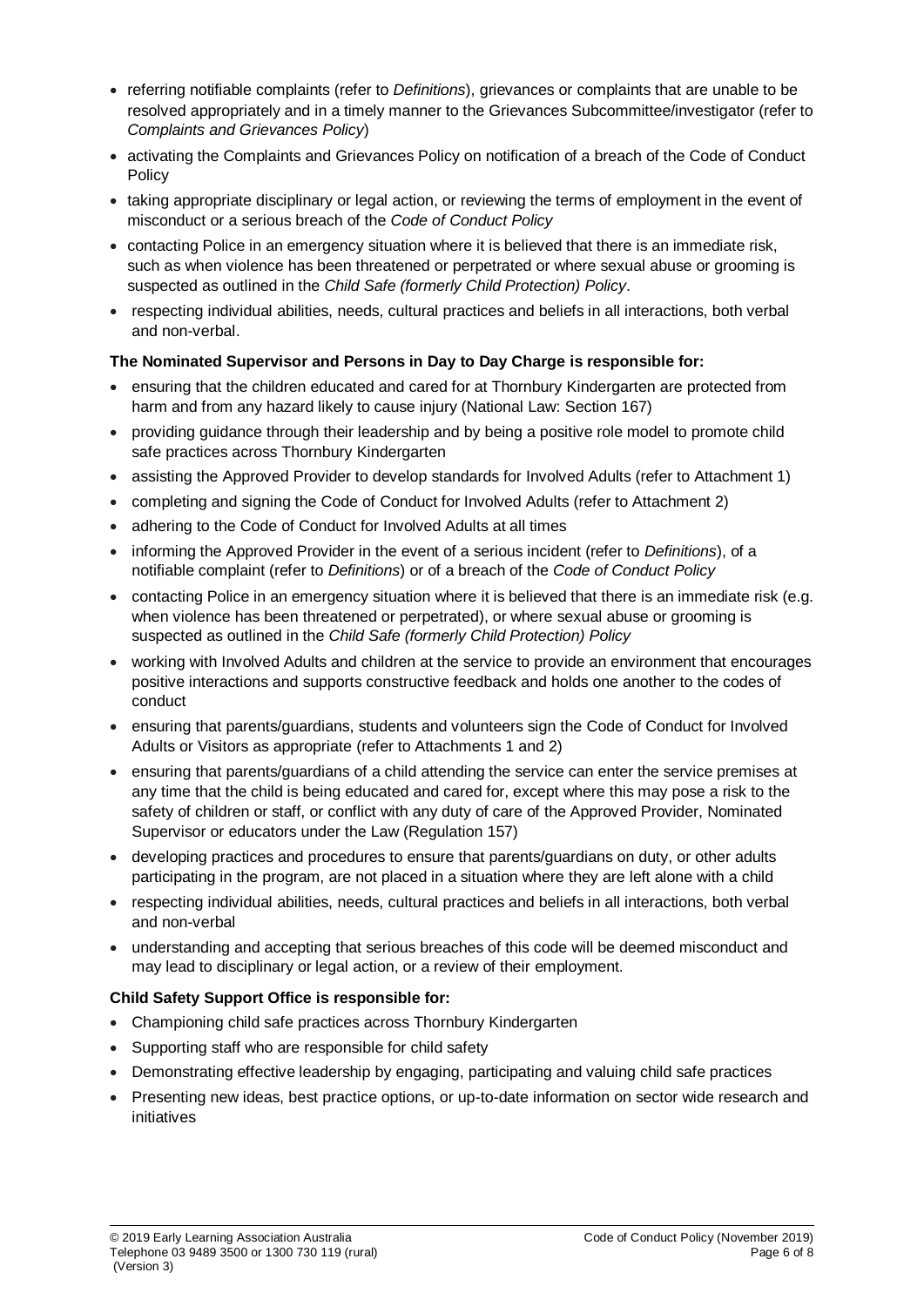- referring notifiable complaints (refer to *Definitions*), grievances or complaints that are unable to be resolved appropriately and in a timely manner to the Grievances Subcommittee/investigator (refer to *Complaints and Grievances Policy*)
- activating the Complaints and Grievances Policy on notification of a breach of the Code of Conduct Policy
- taking appropriate disciplinary or legal action, or reviewing the terms of employment in the event of misconduct or a serious breach of the *Code of Conduct Policy*
- contacting Police in an emergency situation where it is believed that there is an immediate risk, such as when violence has been threatened or perpetrated or where sexual abuse or grooming is suspected as outlined in the *Child Safe (formerly Child Protection) Policy*.
- respecting individual abilities, needs, cultural practices and beliefs in all interactions, both verbal and non-verbal.

**The Nominated Supervisor and Persons in Day to Day Charge is responsible for:**

- ensuring that the children educated and cared for at Thornbury Kindergarten are protected from harm and from any hazard likely to cause injury (National Law: Section 167)
- providing guidance through their leadership and by being a positive role model to promote child safe practices across Thornbury Kindergarten
- assisting the Approved Provider to develop standards for Involved Adults (refer to Attachment 1)
- completing and signing the Code of Conduct for Involved Adults (refer to Attachment 2)
- adhering to the Code of Conduct for Involved Adults at all times
- informing the Approved Provider in the event of a serious incident (refer to *Definitions*), of a notifiable complaint (refer to *Definitions*) or of a breach of the *Code of Conduct Policy*
- contacting Police in an emergency situation where it is believed that there is an immediate risk (e.g. when violence has been threatened or perpetrated), or where sexual abuse or grooming is suspected as outlined in the *Child Safe (formerly Child Protection) Policy*
- working with Involved Adults and children at the service to provide an environment that encourages positive interactions and supports constructive feedback and holds one another to the codes of conduct
- ensuring that parents/guardians, students and volunteers sign the Code of Conduct for Involved Adults or Visitors as appropriate (refer to Attachments 1 and 2)
- ensuring that parents/guardians of a child attending the service can enter the service premises at any time that the child is being educated and cared for, except where this may pose a risk to the safety of children or staff, or conflict with any duty of care of the Approved Provider, Nominated Supervisor or educators under the Law (Regulation 157)
- developing practices and procedures to ensure that parents/guardians on duty, or other adults participating in the program, are not placed in a situation where they are left alone with a child
- respecting individual abilities, needs, cultural practices and beliefs in all interactions, both verbal and non-verbal
- understanding and accepting that serious breaches of this code will be deemed misconduct and may lead to disciplinary or legal action, or a review of their employment.

**Child Safety Support Office is responsible for:**

- Championing child safe practices across Thornbury Kindergarten
- Supporting staff who are responsible for child safety
- Demonstrating effective leadership by engaging, participating and valuing child safe practices
- Presenting new ideas, best practice options, or up-to-date information on sector wide research and initiatives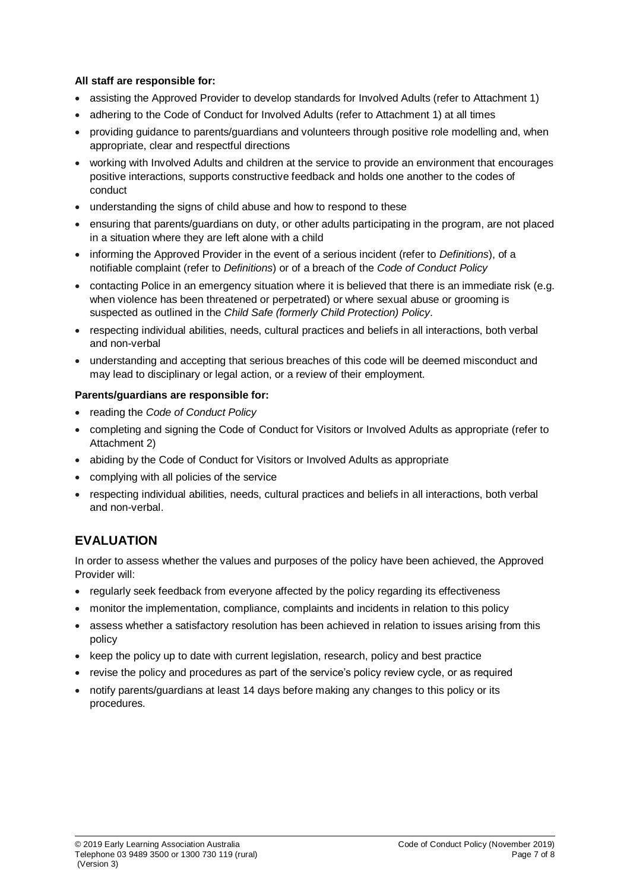**All staff are responsible for:**

- assisting the Approved Provider to develop standards for Involved Adults (refer to Attachment 1)
- adhering to the Code of Conduct for Involved Adults (refer to Attachment 1) at all times
- providing guidance to parents/guardians and volunteers through positive role modelling and, when appropriate, clear and respectful directions
- working with Involved Adults and children at the service to provide an environment that encourages positive interactions, supports constructive feedback and holds one another to the codes of conduct
- understanding the signs of child abuse and how to respond to these
- ensuring that parents/guardians on duty, or other adults participating in the program, are not placed in a situation where they are left alone with a child
- informing the Approved Provider in the event of a serious incident (refer to *Definitions*), of a notifiable complaint (refer to *Definitions*) or of a breach of the *Code of Conduct Policy*
- contacting Police in an emergency situation where it is believed that there is an immediate risk (e.g. when violence has been threatened or perpetrated) or where sexual abuse or grooming is suspected as outlined in the *Child Safe (formerly Child Protection) Policy*.
- respecting individual abilities, needs, cultural practices and beliefs in all interactions, both verbal and non-verbal
- understanding and accepting that serious breaches of this code will be deemed misconduct and may lead to disciplinary or legal action, or a review of their employment.

**Parents/guardians are responsible for:**

- reading the *Code of Conduct Policy*
- completing and signing the Code of Conduct for Visitors or Involved Adults as appropriate (refer to Attachment 2)
- abiding by the Code of Conduct for Visitors or Involved Adults as appropriate
- complying with all policies of the service
- respecting individual abilities, needs, cultural practices and beliefs in all interactions, both verbal and non-verbal.

## EVALUATION

In order to assess whether the values and purposes of the policy have been achieved, the Approved Provider will:

- regularly seek feedback from everyone affected by the policy regarding its effectiveness
- monitor the implementation, compliance, complaints and incidents in relation to this policy
- assess whether a satisfactory resolution has been achieved in relation to issues arising from this policy
- keep the policy up to date with current legislation, research, policy and best practice
- revise the policy and procedures as part of the service's policy review cycle, or as required
- notify parents/guardians at least 14 days before making any changes to this policy or its procedures.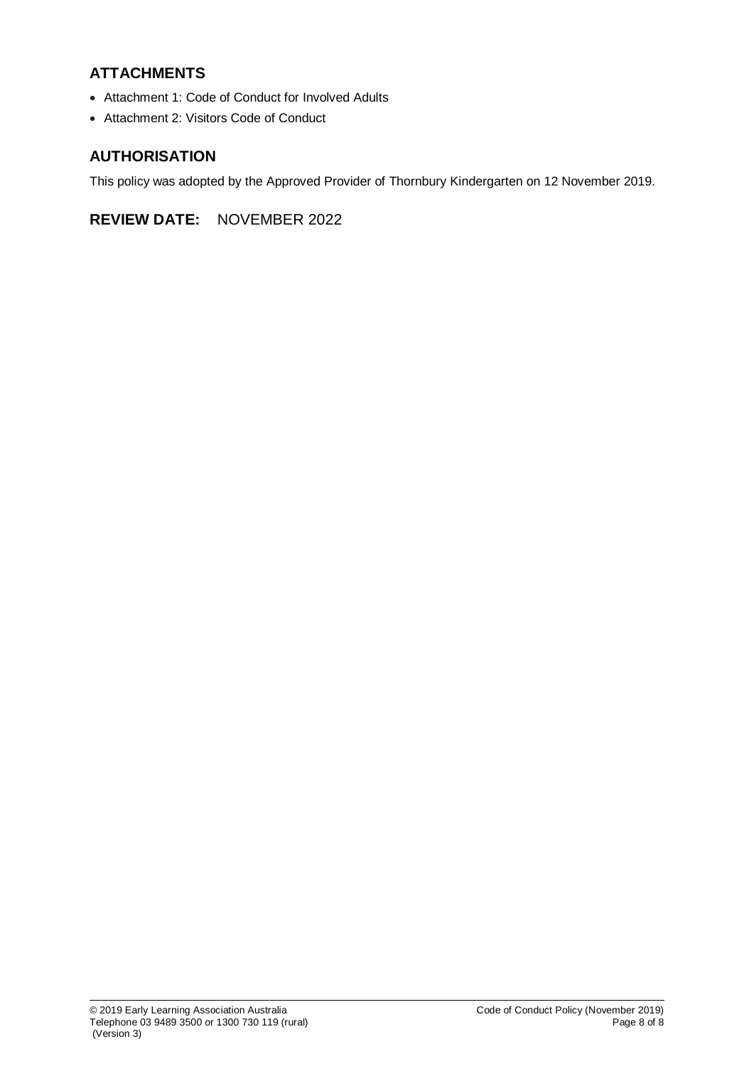## ATTACHMENTS

- Attachment 1: Code of Conduct for Involved Adults
- Attachment 2: Visitors Code of Conduct

## AUTHORISATION

This policy was adopted by the Approved Provider of Thornbury Kindergarten on 12 November 2019.

## REVIEW DATE: NOVEMBER 2022